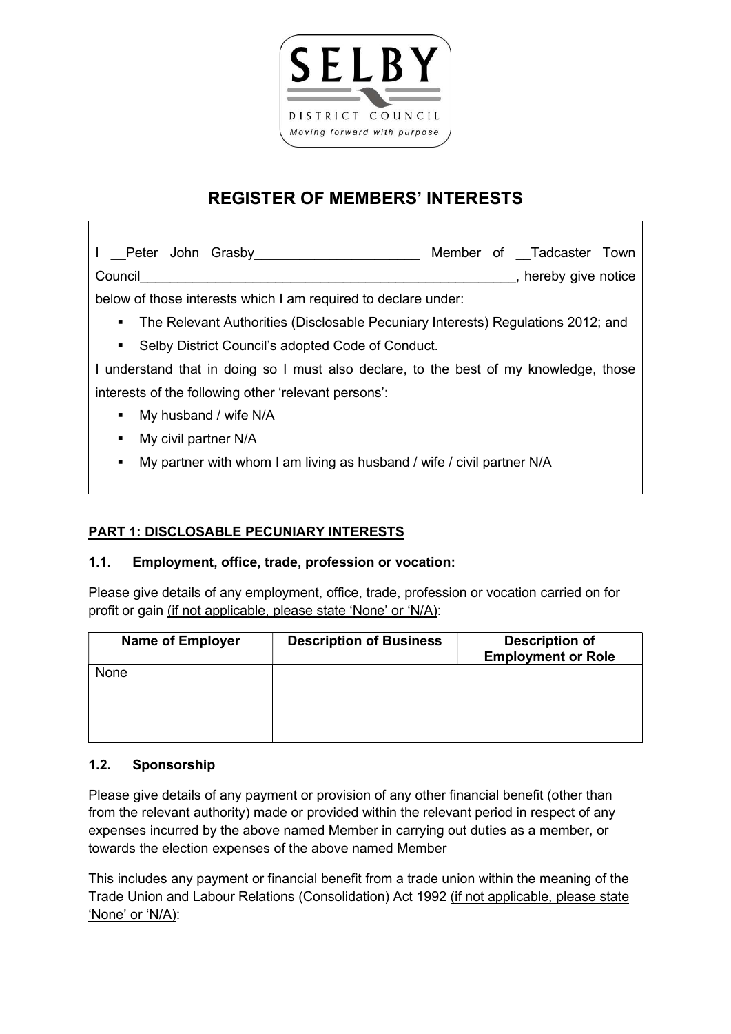# REGISTER OF MEMBERS' INTERESTS

I __Peter John Grasby______________________ Member of __Tadcaster Town Council____________________________________________________, hereby give notice below of those interests which I am required to declare under:

- The Relevant Authorities (Disclosable Pecuniary Interests) Regulations 2012; and
- Selby District Council's adopted Code of Conduct.

I understand that in doing so I must also declare, to the best of my knowledge, those interests of the following other 'relevant persons':

- My husband / wife N/A
- My civil partner N/A
- My partner with whom I am living as husband / wife / civil partner N/A

## PART 1: DISCLOSABLE PECUNIARY INTERESTS

### 1.1. Employment, office, trade, profession or vocation:

Please give details of any employment, office, trade, profession or vocation carried on for profit or gain (if not applicable, please state 'None' or 'N/A'):

| Name of Employer | Description of Business | Description of Employment or Role |
|---|---|---|
| None | | |

### 1.2. Sponsorship

Please give details of any payment or provision of any other financial benefit (other than from the relevant authority) made or provided within the relevant period in respect of any expenses incurred by the above named Member in carrying out duties as a member, or towards the election expenses of the above named Member

This includes any payment or financial benefit from a trade union within the meaning of the Trade Union and Labour Relations (Consolidation) Act 1992 (if not applicable, please state 'None' or 'N/A):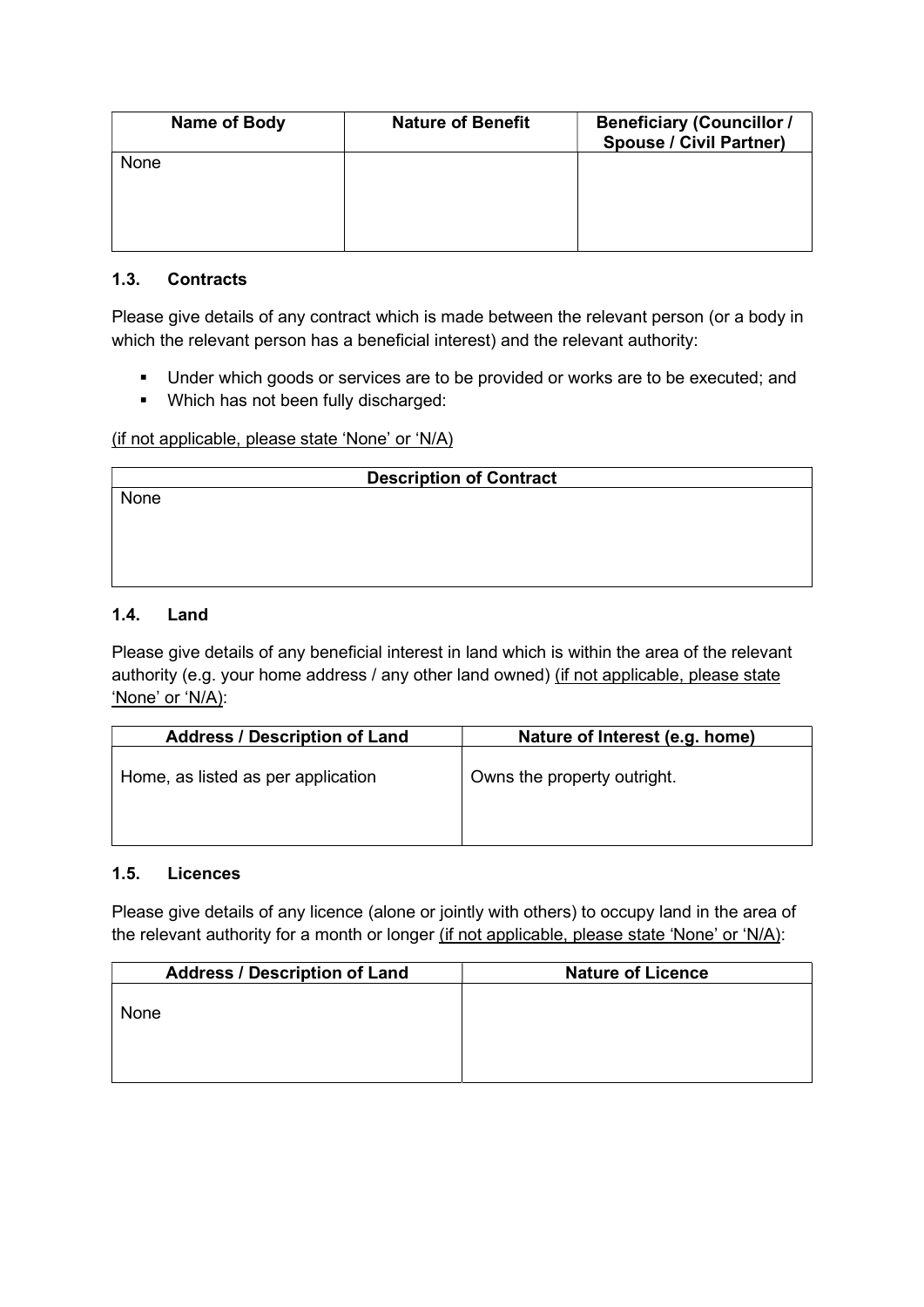| Name of Body | Nature of Benefit | Beneficiary (Councillor / Spouse / Civil Partner) |
|---|---|---|
| None | | |

### 1.3. Contracts

Please give details of any contract which is made between the relevant person (or a body in which the relevant person has a beneficial interest) and the relevant authority:

- Under which goods or services are to be provided or works are to be executed; and
- Which has not been fully discharged:

(if not applicable, please state 'None' or 'N/A)

| Description of Contract |
|---|
| None |

### 1.4. Land

Please give details of any beneficial interest in land which is within the area of the relevant authority (e.g. your home address / any other land owned) (if not applicable, please state 'None' or 'N/A):

| Address / Description of Land | Nature of Interest (e.g. home) |
|---|---|
| Home, as listed as per application | Owns the property outright. |

### 1.5. Licences

Please give details of any licence (alone or jointly with others) to occupy land in the area of the relevant authority for a month or longer (if not applicable, please state 'None' or 'N/A):

| Address / Description of Land | Nature of Licence |
|---|---|
| None | |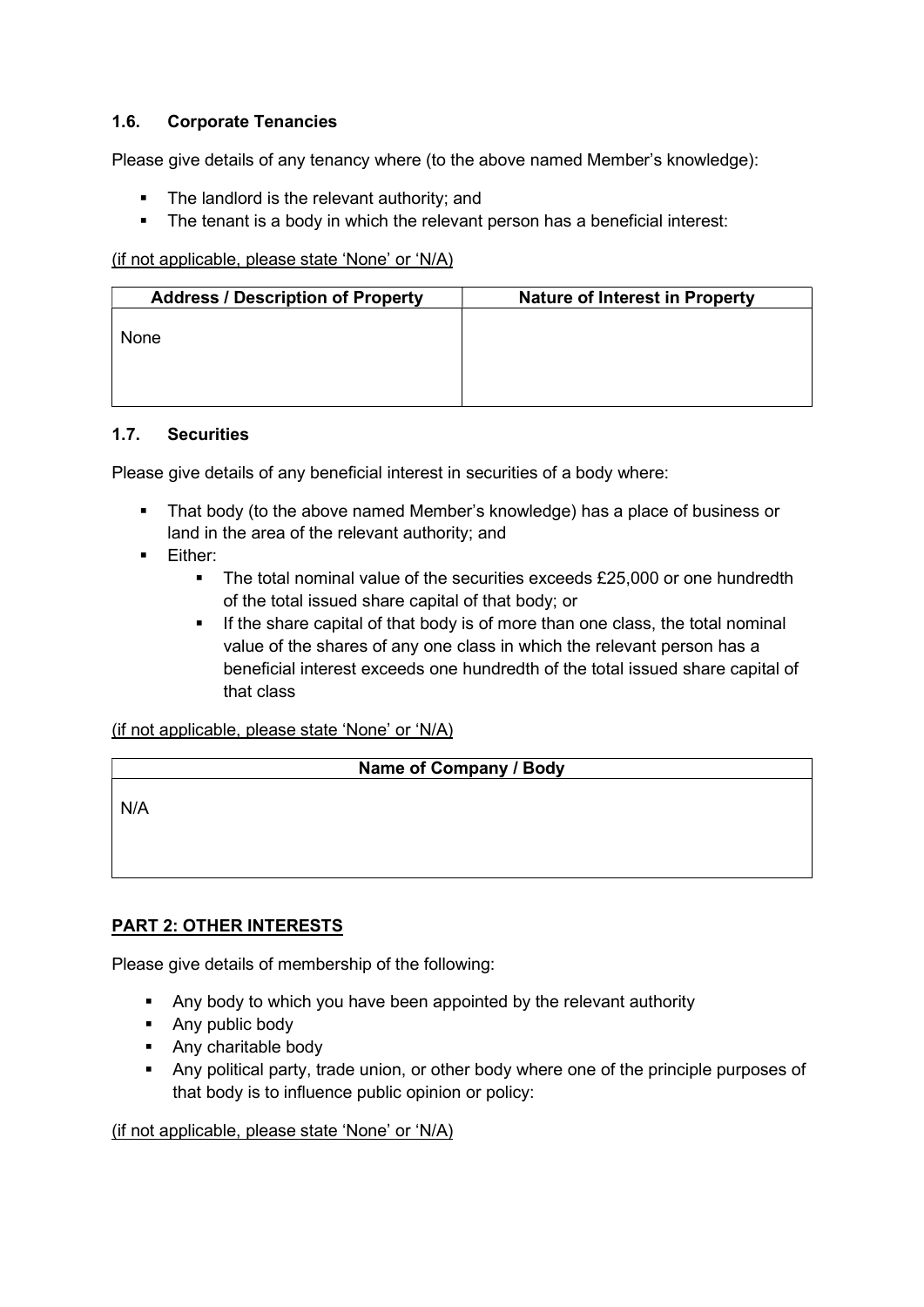### 1.6. Corporate Tenancies

Please give details of any tenancy where (to the above named Member's knowledge):

- The landlord is the relevant authority; and
- The tenant is a body in which the relevant person has a beneficial interest:

(if not applicable, please state 'None' or 'N/A)

| Address / Description of Property | Nature of Interest in Property |
|---|---|
| None | |

### 1.7. Securities

Please give details of any beneficial interest in securities of a body where:

- That body (to the above named Member's knowledge) has a place of business or land in the area of the relevant authority; and
- Either:
    - The total nominal value of the securities exceeds £25,000 or one hundredth of the total issued share capital of that body; or
    - If the share capital of that body is of more than one class, the total nominal value of the shares of any one class in which the relevant person has a beneficial interest exceeds one hundredth of the total issued share capital of that class

(if not applicable, please state 'None' or 'N/A)

| Name of Company / Body |
|---|
| N/A |

## PART 2: OTHER INTERESTS

Please give details of membership of the following:

- Any body to which you have been appointed by the relevant authority
- Any public body
- Any charitable body
- Any political party, trade union, or other body where one of the principle purposes of that body is to influence public opinion or policy:

(if not applicable, please state 'None' or 'N/A)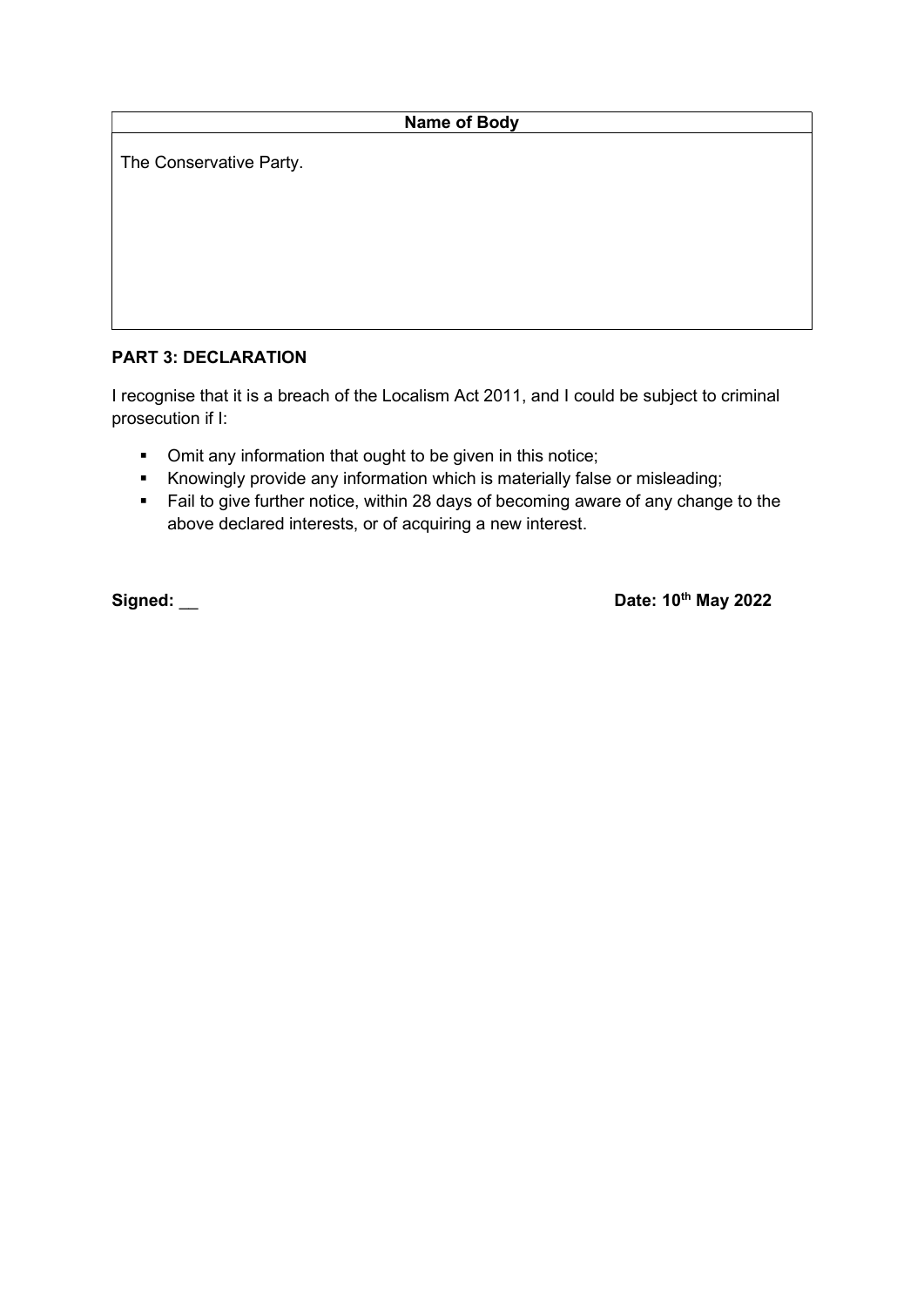| Name of Body |
| --- |
| The Conservative Party. |

**PART 3: DECLARATION**

I recognise that it is a breach of the Localism Act 2011, and I could be subject to criminal prosecution if I:

- Omit any information that ought to be given in this notice;
- Knowingly provide any information which is materially false or misleading;
- Fail to give further notice, within 28 days of becoming aware of any change to the above declared interests, or of acquiring a new interest.

**Signed:** __ **Date: 10th May 2022**